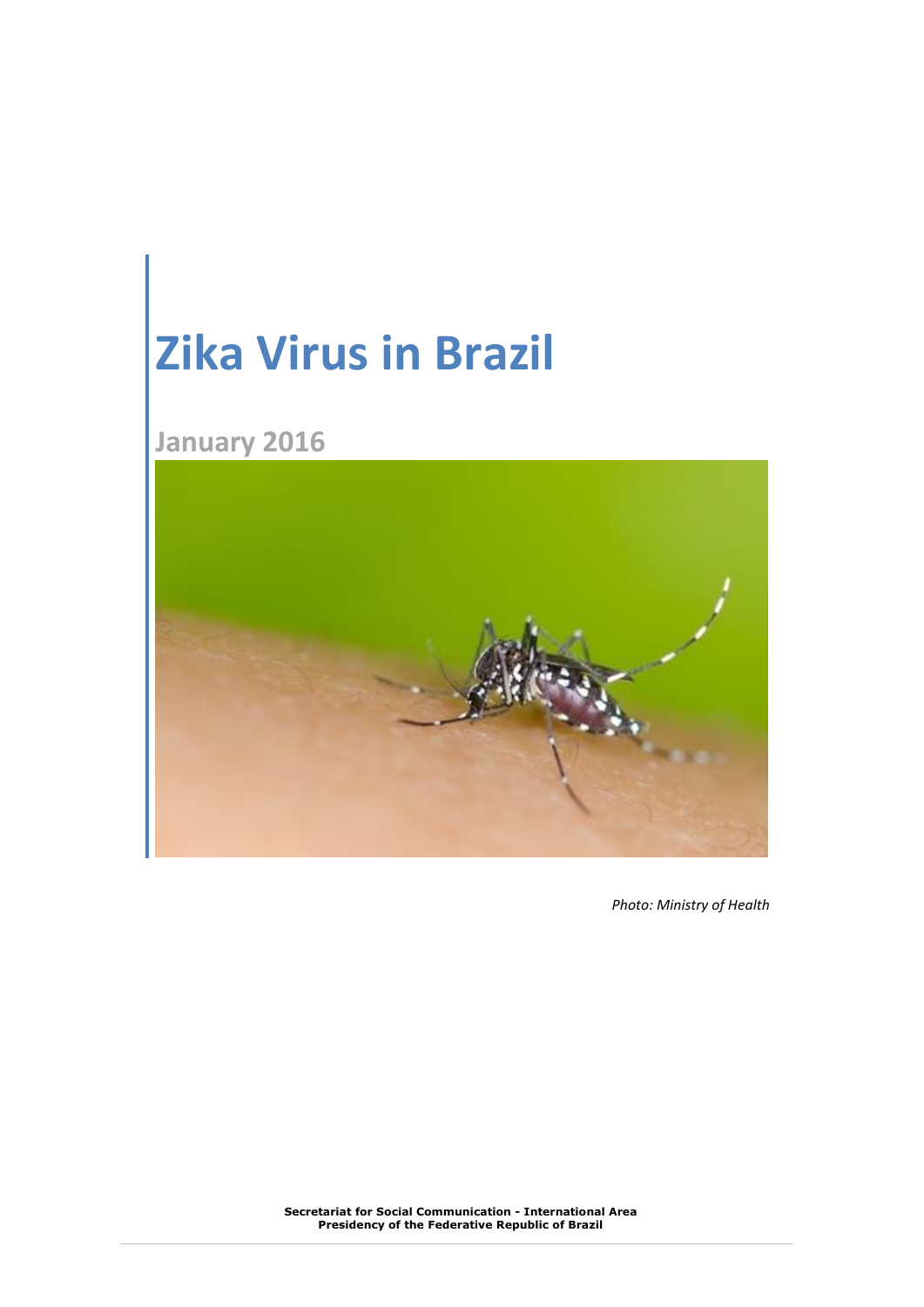# Zika Virus in Brazil

## January 2016

*Photo: Ministry of Health*

**Secretariat for Social Communication - International Area**
**Presidency of the Federative Republic of Brazil**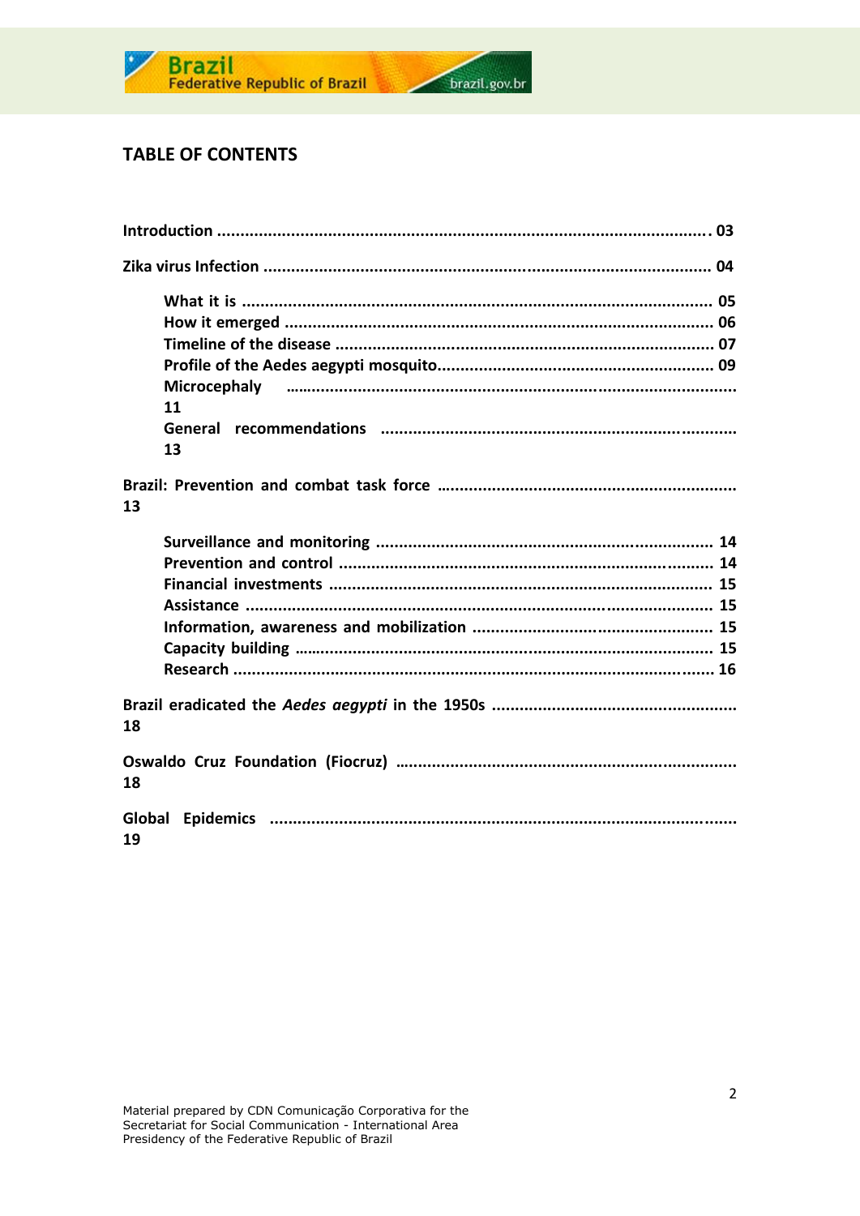## TABLE OF CONTENTS

**Introduction** ........................................................................................................ 03

**Zika virus Infection** ............................................................................................ 04

- **What it is** ..................................................................................................... 05
- **How it emerged** ........................................................................................... 06
- **Timeline of the disease** ............................................................................... 07
- **Profile of the Aedes aegypti mosquito**.......................................................... 09
- **Microcephaly** ................................................................................................ 11
- **General recommendations** .......................................................................... 13

**Brazil: Prevention and combat task force** ............................................................ 13

- **Surveillance and monitoring** ....................................................................... 14
- **Prevention and control** ............................................................................... 14
- **Financial investments** ................................................................................. 15
- **Assistance** .................................................................................................... 15
- **Information, awareness and mobilization** .................................................. 15
- **Capacity building** ......................................................................................... 15
- **Research** ...................................................................................................... 16

**Brazil eradicated the *Aedes aegypti* in the 1950s** .................................................. 18

**Oswaldo Cruz Foundation (Fiocruz)** ..................................................................... 18

**Global Epidemics** ................................................................................................ 19

Material prepared by CDN Comunicação Corporativa for the
Secretariat for Social Communication - International Area
Presidency of the Federative Republic of Brazil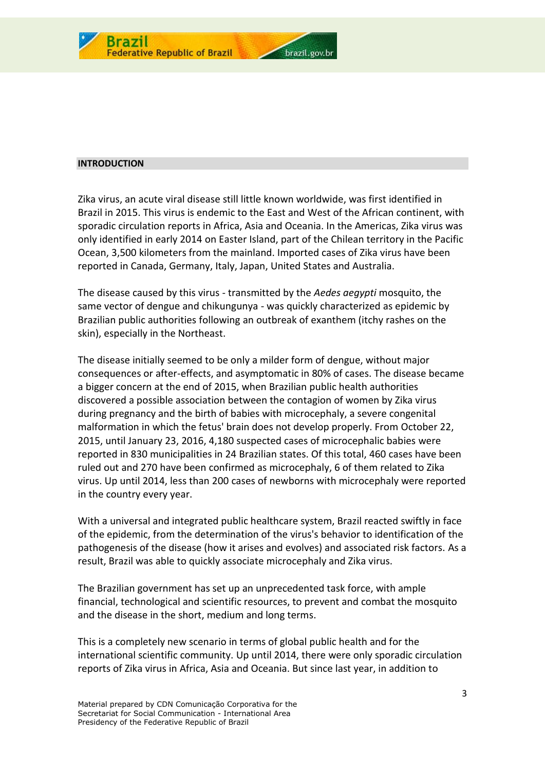## INTRODUCTION

Zika virus, an acute viral disease still little known worldwide, was first identified in Brazil in 2015. This virus is endemic to the East and West of the African continent, with sporadic circulation reports in Africa, Asia and Oceania. In the Americas, Zika virus was only identified in early 2014 on Easter Island, part of the Chilean territory in the Pacific Ocean, 3,500 kilometers from the mainland. Imported cases of Zika virus have been reported in Canada, Germany, Italy, Japan, United States and Australia.

The disease caused by this virus - transmitted by the *Aedes aegypti* mosquito, the same vector of dengue and chikungunya - was quickly characterized as epidemic by Brazilian public authorities following an outbreak of exanthem (itchy rashes on the skin), especially in the Northeast.

The disease initially seemed to be only a milder form of dengue, without major consequences or after-effects, and asymptomatic in 80% of cases. The disease became a bigger concern at the end of 2015, when Brazilian public health authorities discovered a possible association between the contagion of women by Zika virus during pregnancy and the birth of babies with microcephaly, a severe congenital malformation in which the fetus' brain does not develop properly. From October 22, 2015, until January 23, 2016, 4,180 suspected cases of microcephalic babies were reported in 830 municipalities in 24 Brazilian states. Of this total, 460 cases have been ruled out and 270 have been confirmed as microcephaly, 6 of them related to Zika virus. Up until 2014, less than 200 cases of newborns with microcephaly were reported in the country every year.

With a universal and integrated public healthcare system, Brazil reacted swiftly in face of the epidemic, from the determination of the virus's behavior to identification of the pathogenesis of the disease (how it arises and evolves) and associated risk factors. As a result, Brazil was able to quickly associate microcephaly and Zika virus.

The Brazilian government has set up an unprecedented task force, with ample financial, technological and scientific resources, to prevent and combat the mosquito and the disease in the short, medium and long terms.

This is a completely new scenario in terms of global public health and for the international scientific community. Up until 2014, there were only sporadic circulation reports of Zika virus in Africa, Asia and Oceania. But since last year, in addition to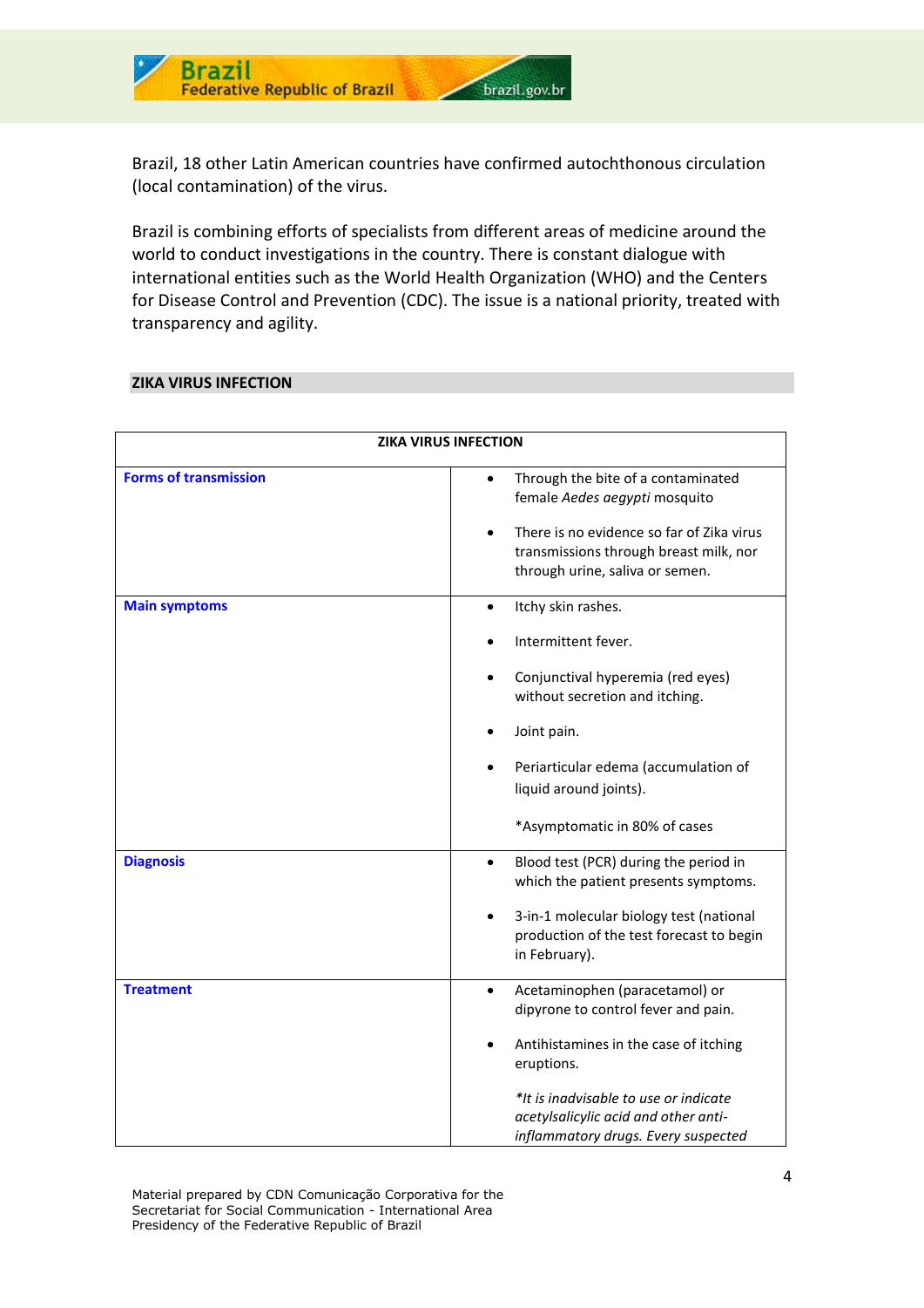Brazil, 18 other Latin American countries have confirmed autochthonous circulation (local contamination) of the virus.

Brazil is combining efforts of specialists from different areas of medicine around the world to conduct investigations in the country. There is constant dialogue with international entities such as the World Health Organization (WHO) and the Centers for Disease Control and Prevention (CDC). The issue is a national priority, treated with transparency and agility.

## ZIKA VIRUS INFECTION

| ZIKA VIRUS INFECTION | |
|---|---|
| **Forms of transmission** | • Through the bite of a contaminated female *Aedes aegypti* mosquito<br>• There is no evidence so far of Zika virus transmissions through breast milk, nor through urine, saliva or semen. |
| **Main symptoms** | • Itchy skin rashes.<br>• Intermittent fever.<br>• Conjunctival hyperemia (red eyes) without secretion and itching.<br>• Joint pain.<br>• Periarticular edema (accumulation of liquid around joints).<br>*Asymptomatic in 80% of cases |
| **Diagnosis** | • Blood test (PCR) during the period in which the patient presents symptoms.<br>• 3-in-1 molecular biology test (national production of the test forecast to begin in February). |
| **Treatment** | • Acetaminophen (paracetamol) or dipyrone to control fever and pain.<br>• Antihistamines in the case of itching eruptions.<br>*\*It is inadvisable to use or indicate acetylsalicylic acid and other anti-inflammatory drugs. Every suspected* |

Material prepared by CDN Comunicação Corporativa for the Secretariat for Social Communication - International Area Presidency of the Federative Republic of Brazil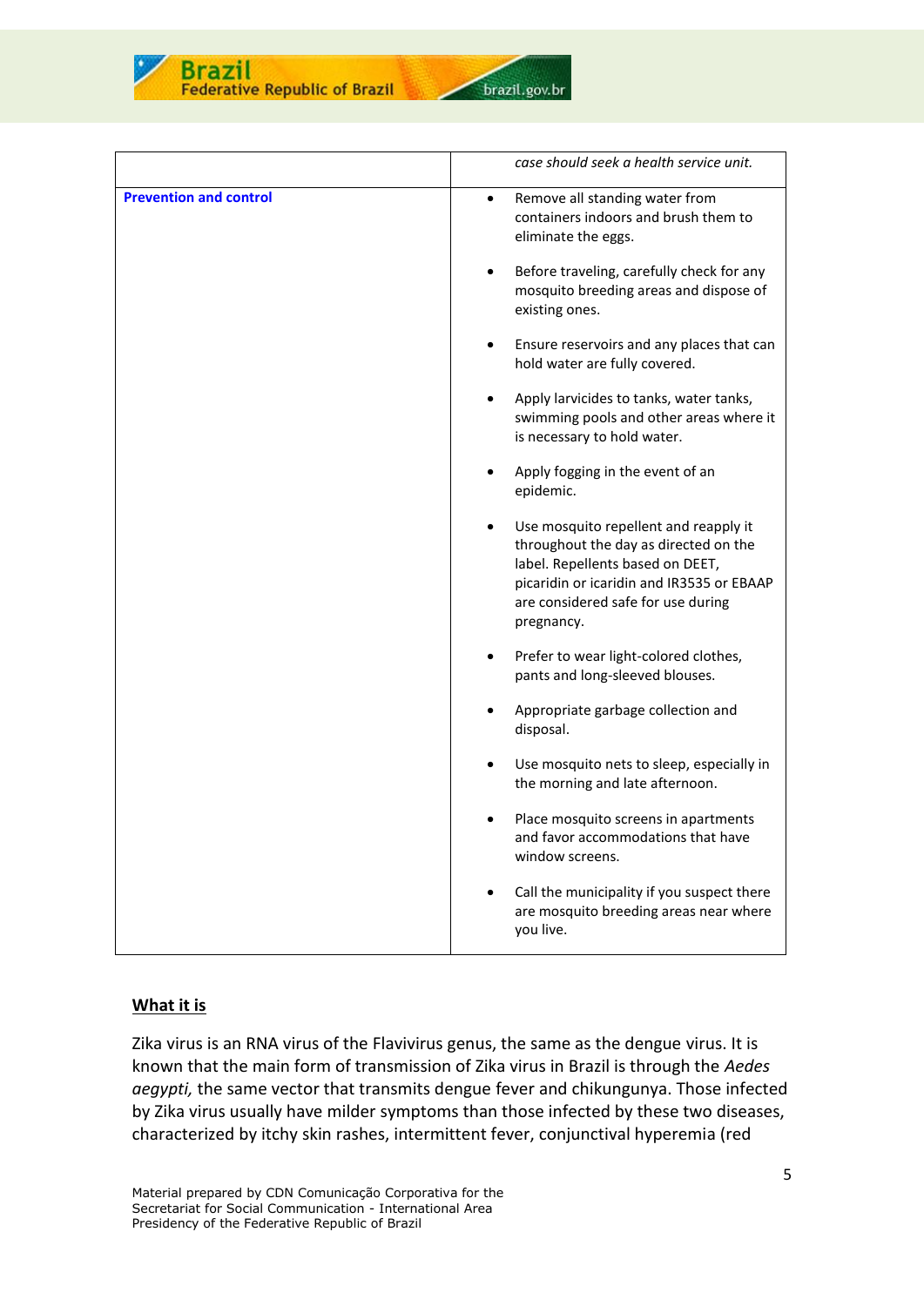| | |
|---|---|
| | *case should seek a health service unit.* |
| **Prevention and control** | • Remove all standing water from containers indoors and brush them to eliminate the eggs.<br><br>• Before traveling, carefully check for any mosquito breeding areas and dispose of existing ones.<br><br>• Ensure reservoirs and any places that can hold water are fully covered.<br><br>• Apply larvicides to tanks, water tanks, swimming pools and other areas where it is necessary to hold water.<br><br>• Apply fogging in the event of an epidemic.<br><br>• Use mosquito repellent and reapply it throughout the day as directed on the label. Repellents based on DEET, picaridin or icaridin and IR3535 or EBAAP are considered safe for use during pregnancy.<br><br>• Prefer to wear light-colored clothes, pants and long-sleeved blouses.<br><br>• Appropriate garbage collection and disposal.<br><br>• Use mosquito nets to sleep, especially in the morning and late afternoon.<br><br>• Place mosquito screens in apartments and favor accommodations that have window screens.<br><br>• Call the municipality if you suspect there are mosquito breeding areas near where you live. |

## What it is

Zika virus is an RNA virus of the Flavivirus genus, the same as the dengue virus. It is known that the main form of transmission of Zika virus in Brazil is through the *Aedes aegypti,* the same vector that transmits dengue fever and chikungunya. Those infected by Zika virus usually have milder symptoms than those infected by these two diseases, characterized by itchy skin rashes, intermittent fever, conjunctival hyperemia (red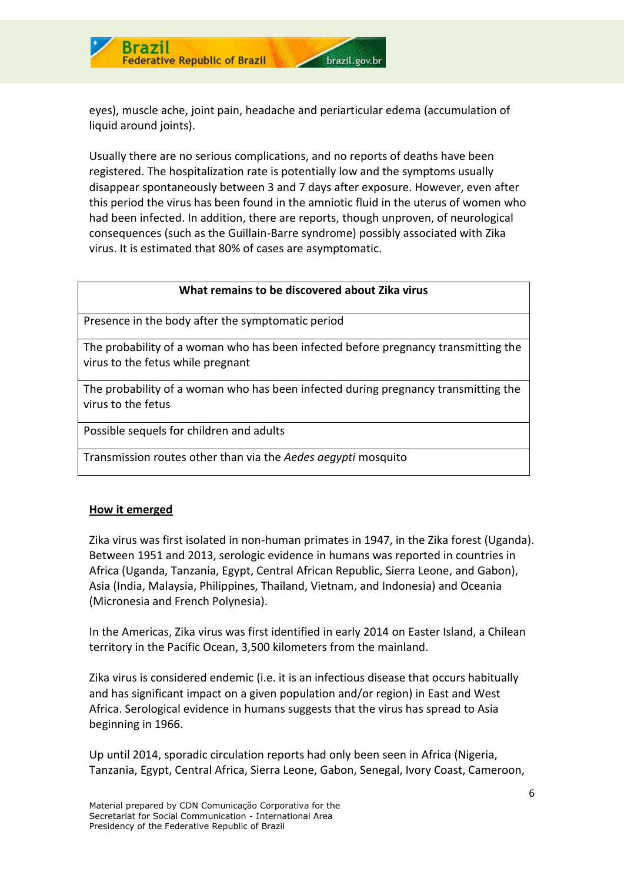eyes), muscle ache, joint pain, headache and periarticular edema (accumulation of liquid around joints).

Usually there are no serious complications, and no reports of deaths have been registered. The hospitalization rate is potentially low and the symptoms usually disappear spontaneously between 3 and 7 days after exposure. However, even after this period the virus has been found in the amniotic fluid in the uterus of women who had been infected. In addition, there are reports, though unproven, of neurological consequences (such as the Guillain-Barre syndrome) possibly associated with Zika virus. It is estimated that 80% of cases are asymptomatic.

| **What remains to be discovered about Zika virus** |
|---|
| Presence in the body after the symptomatic period |
| The probability of a woman who has been infected before pregnancy transmitting the virus to the fetus while pregnant |
| The probability of a woman who has been infected during pregnancy transmitting the virus to the fetus |
| Possible sequels for children and adults |
| Transmission routes other than via the *Aedes aegypti* mosquito |

## How it emerged

Zika virus was first isolated in non-human primates in 1947, in the Zika forest (Uganda). Between 1951 and 2013, serologic evidence in humans was reported in countries in Africa (Uganda, Tanzania, Egypt, Central African Republic, Sierra Leone, and Gabon), Asia (India, Malaysia, Philippines, Thailand, Vietnam, and Indonesia) and Oceania (Micronesia and French Polynesia).

In the Americas, Zika virus was first identified in early 2014 on Easter Island, a Chilean territory in the Pacific Ocean, 3,500 kilometers from the mainland.

Zika virus is considered endemic (i.e. it is an infectious disease that occurs habitually and has significant impact on a given population and/or region) in East and West Africa. Serological evidence in humans suggests that the virus has spread to Asia beginning in 1966.

Up until 2014, sporadic circulation reports had only been seen in Africa (Nigeria, Tanzania, Egypt, Central Africa, Sierra Leone, Gabon, Senegal, Ivory Coast, Cameroon,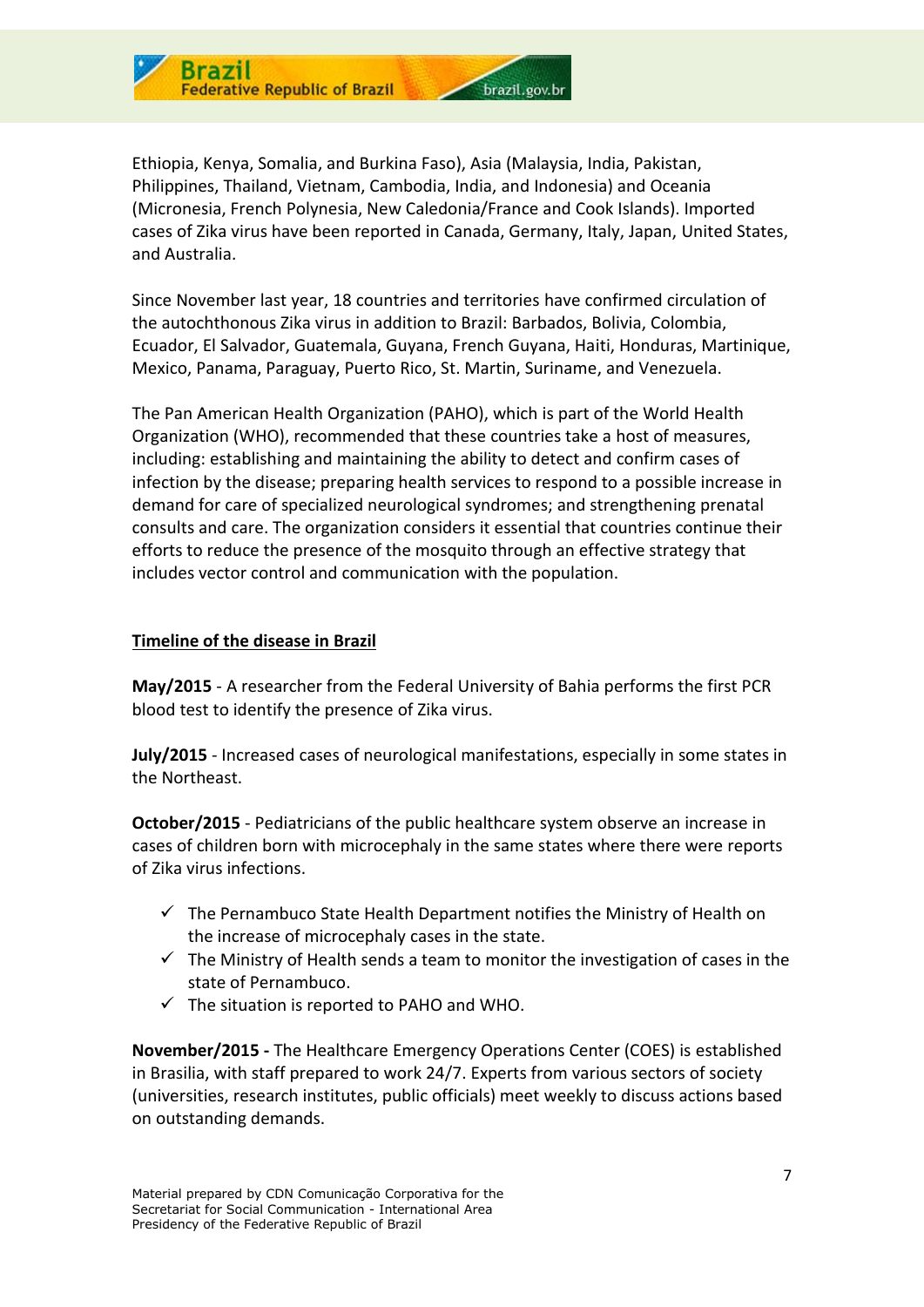Ethiopia, Kenya, Somalia, and Burkina Faso), Asia (Malaysia, India, Pakistan, Philippines, Thailand, Vietnam, Cambodia, India, and Indonesia) and Oceania (Micronesia, French Polynesia, New Caledonia/France and Cook Islands). Imported cases of Zika virus have been reported in Canada, Germany, Italy, Japan, United States, and Australia.

Since November last year, 18 countries and territories have confirmed circulation of the autochthonous Zika virus in addition to Brazil: Barbados, Bolivia, Colombia, Ecuador, El Salvador, Guatemala, Guyana, French Guyana, Haiti, Honduras, Martinique, Mexico, Panama, Paraguay, Puerto Rico, St. Martin, Suriname, and Venezuela.

The Pan American Health Organization (PAHO), which is part of the World Health Organization (WHO), recommended that these countries take a host of measures, including: establishing and maintaining the ability to detect and confirm cases of infection by the disease; preparing health services to respond to a possible increase in demand for care of specialized neurological syndromes; and strengthening prenatal consults and care. The organization considers it essential that countries continue their efforts to reduce the presence of the mosquito through an effective strategy that includes vector control and communication with the population.

## Timeline of the disease in Brazil

**May/2015** - A researcher from the Federal University of Bahia performs the first PCR blood test to identify the presence of Zika virus.

**July/2015** - Increased cases of neurological manifestations, especially in some states in the Northeast.

**October/2015** - Pediatricians of the public healthcare system observe an increase in cases of children born with microcephaly in the same states where there were reports of Zika virus infections.

- ✓ The Pernambuco State Health Department notifies the Ministry of Health on the increase of microcephaly cases in the state.
- ✓ The Ministry of Health sends a team to monitor the investigation of cases in the state of Pernambuco.
- ✓ The situation is reported to PAHO and WHO.

**November/2015 -** The Healthcare Emergency Operations Center (COES) is established in Brasilia, with staff prepared to work 24/7. Experts from various sectors of society (universities, research institutes, public officials) meet weekly to discuss actions based on outstanding demands.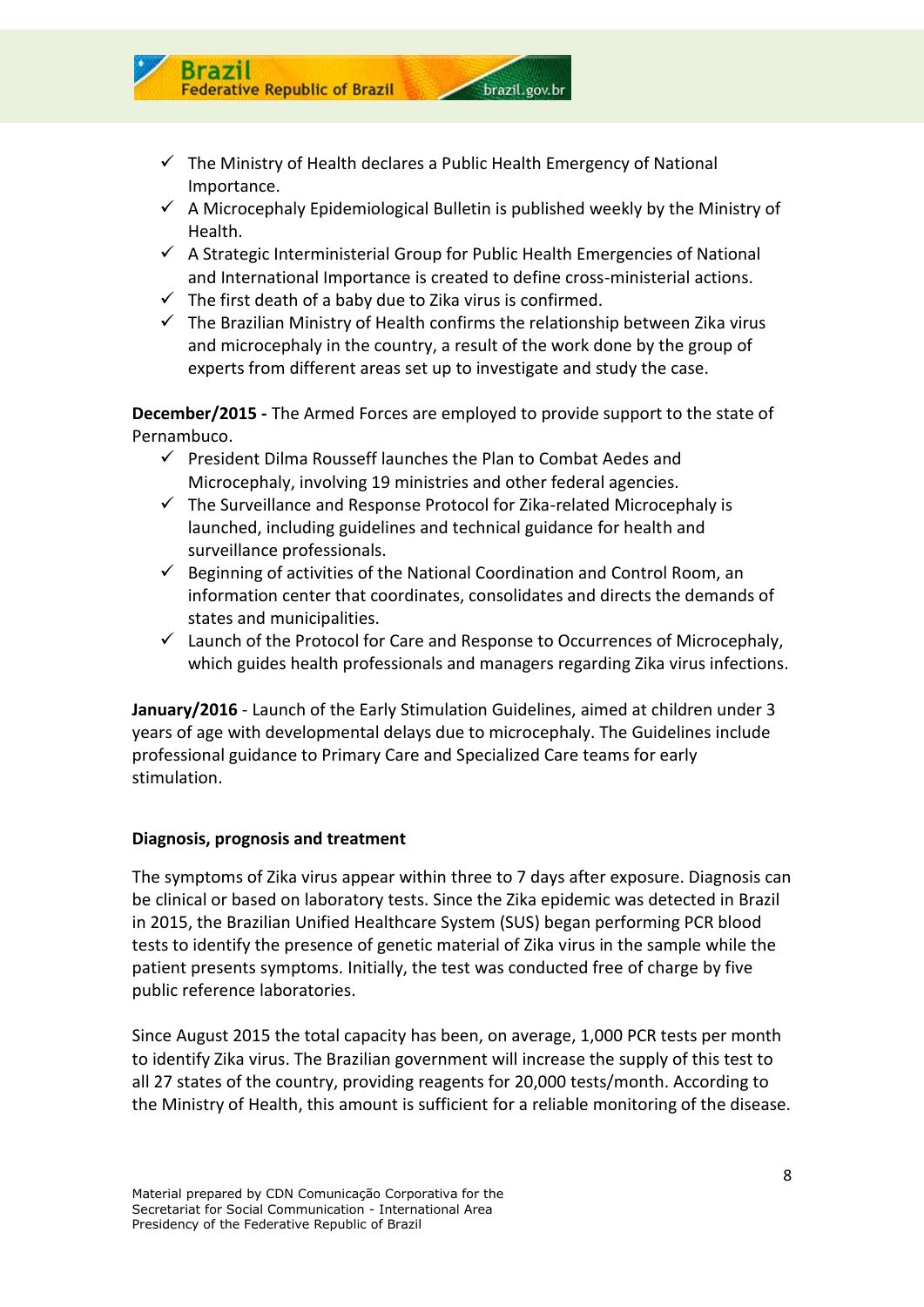- ✓ The Ministry of Health declares a Public Health Emergency of National Importance.
- ✓ A Microcephaly Epidemiological Bulletin is published weekly by the Ministry of Health.
- ✓ A Strategic Interministerial Group for Public Health Emergencies of National and International Importance is created to define cross-ministerial actions.
- ✓ The first death of a baby due to Zika virus is confirmed.
- ✓ The Brazilian Ministry of Health confirms the relationship between Zika virus and microcephaly in the country, a result of the work done by the group of experts from different areas set up to investigate and study the case.

**December/2015 -** The Armed Forces are employed to provide support to the state of Pernambuco.

- ✓ President Dilma Rousseff launches the Plan to Combat Aedes and Microcephaly, involving 19 ministries and other federal agencies.
- ✓ The Surveillance and Response Protocol for Zika-related Microcephaly is launched, including guidelines and technical guidance for health and surveillance professionals.
- ✓ Beginning of activities of the National Coordination and Control Room, an information center that coordinates, consolidates and directs the demands of states and municipalities.
- ✓ Launch of the Protocol for Care and Response to Occurrences of Microcephaly, which guides health professionals and managers regarding Zika virus infections.

**January/2016** - Launch of the Early Stimulation Guidelines, aimed at children under 3 years of age with developmental delays due to microcephaly. The Guidelines include professional guidance to Primary Care and Specialized Care teams for early stimulation.

**Diagnosis, prognosis and treatment**

The symptoms of Zika virus appear within three to 7 days after exposure. Diagnosis can be clinical or based on laboratory tests. Since the Zika epidemic was detected in Brazil in 2015, the Brazilian Unified Healthcare System (SUS) began performing PCR blood tests to identify the presence of genetic material of Zika virus in the sample while the patient presents symptoms. Initially, the test was conducted free of charge by five public reference laboratories.

Since August 2015 the total capacity has been, on average, 1,000 PCR tests per month to identify Zika virus. The Brazilian government will increase the supply of this test to all 27 states of the country, providing reagents for 20,000 tests/month. According to the Ministry of Health, this amount is sufficient for a reliable monitoring of the disease.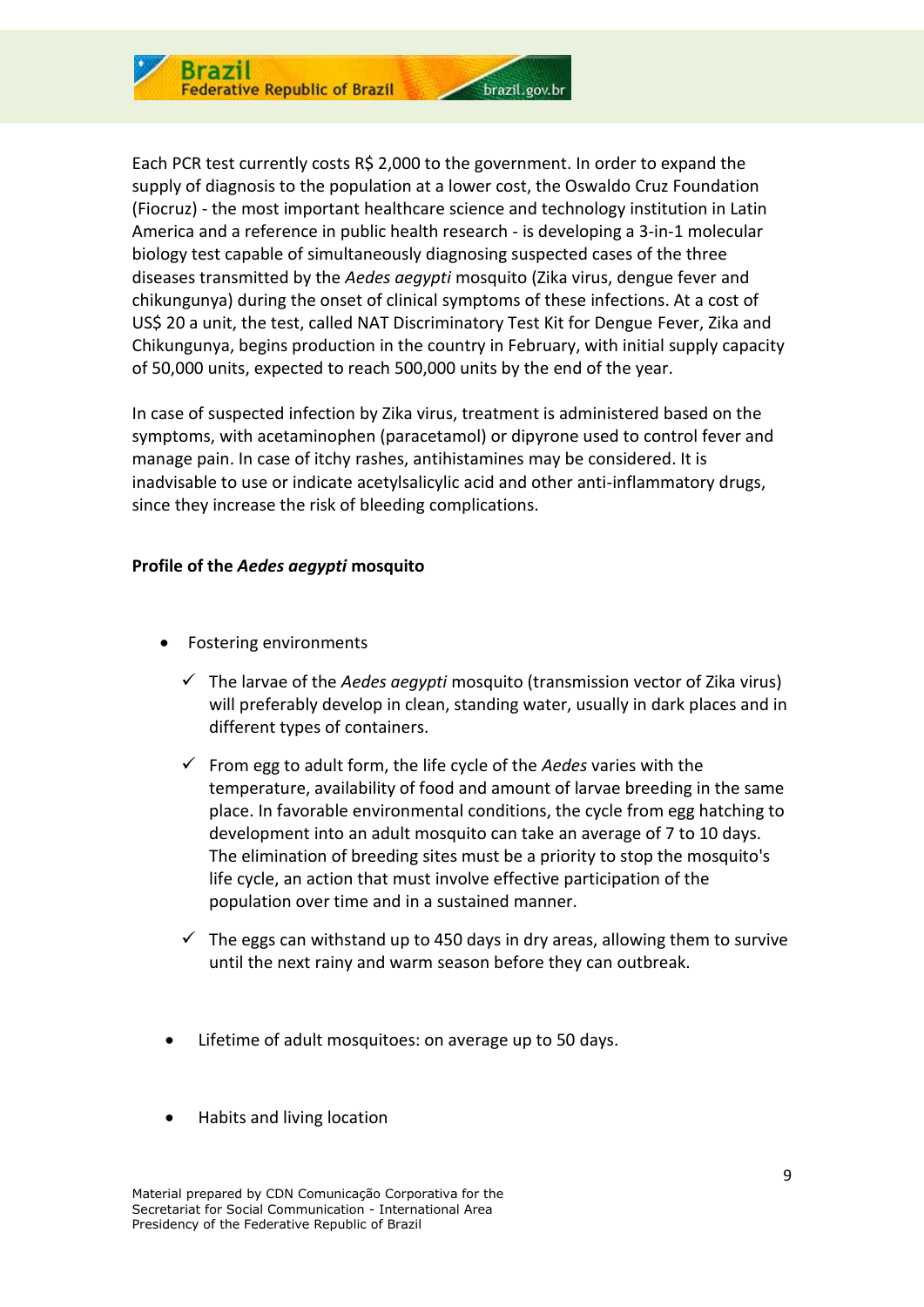Each PCR test currently costs R$ 2,000 to the government. In order to expand the supply of diagnosis to the population at a lower cost, the Oswaldo Cruz Foundation (Fiocruz) - the most important healthcare science and technology institution in Latin America and a reference in public health research - is developing a 3-in-1 molecular biology test capable of simultaneously diagnosing suspected cases of the three diseases transmitted by the *Aedes aegypti* mosquito (Zika virus, dengue fever and chikungunya) during the onset of clinical symptoms of these infections. At a cost of US$ 20 a unit, the test, called NAT Discriminatory Test Kit for Dengue Fever, Zika and Chikungunya, begins production in the country in February, with initial supply capacity of 50,000 units, expected to reach 500,000 units by the end of the year.

In case of suspected infection by Zika virus, treatment is administered based on the symptoms, with acetaminophen (paracetamol) or dipyrone used to control fever and manage pain. In case of itchy rashes, antihistamines may be considered. It is inadvisable to use or indicate acetylsalicylic acid and other anti-inflammatory drugs, since they increase the risk of bleeding complications.

**Profile of the *Aedes aegypti* mosquito**

- Fostering environments
  - ✓ The larvae of the *Aedes aegypti* mosquito (transmission vector of Zika virus) will preferably develop in clean, standing water, usually in dark places and in different types of containers.
  - ✓ From egg to adult form, the life cycle of the *Aedes* varies with the temperature, availability of food and amount of larvae breeding in the same place. In favorable environmental conditions, the cycle from egg hatching to development into an adult mosquito can take an average of 7 to 10 days. The elimination of breeding sites must be a priority to stop the mosquito's life cycle, an action that must involve effective participation of the population over time and in a sustained manner.
  - ✓ The eggs can withstand up to 450 days in dry areas, allowing them to survive until the next rainy and warm season before they can outbreak.

- Lifetime of adult mosquitoes: on average up to 50 days.

- Habits and living location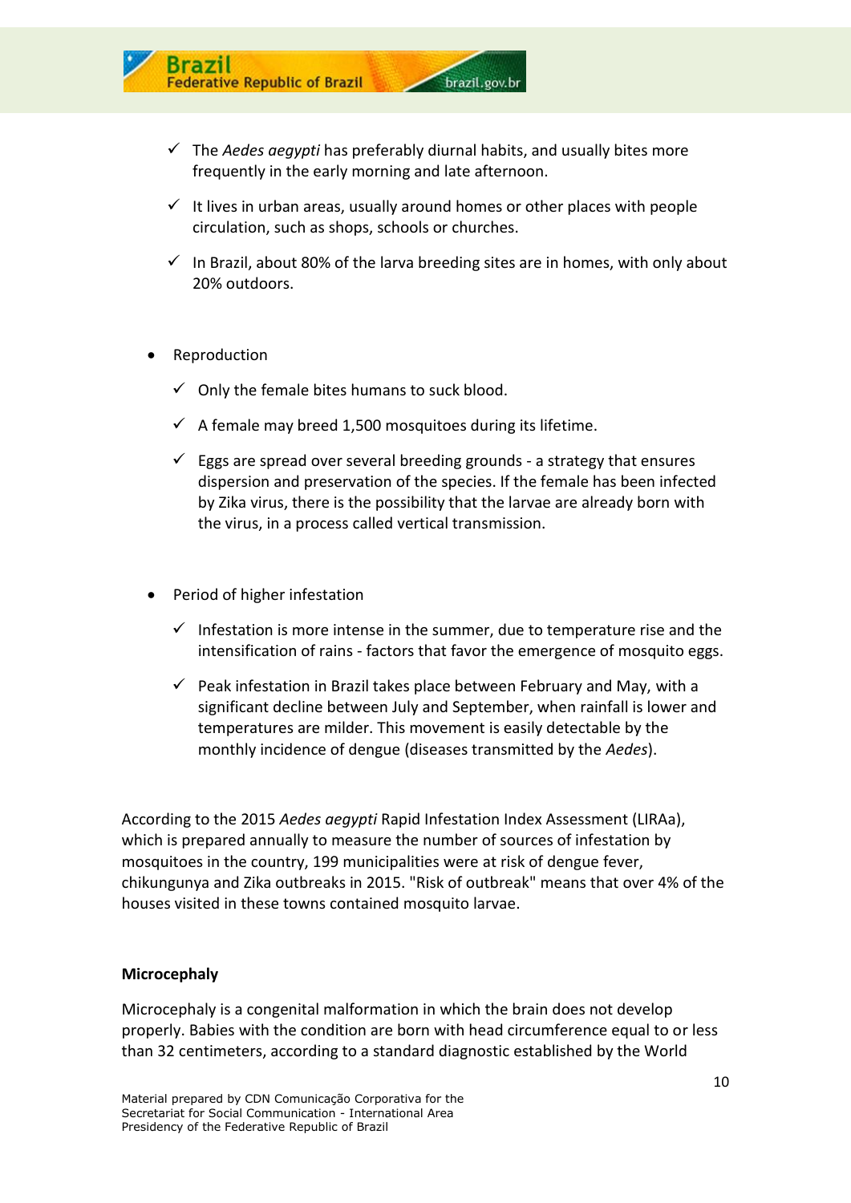- The *Aedes aegypti* has preferably diurnal habits, and usually bites more frequently in the early morning and late afternoon.
- It lives in urban areas, usually around homes or other places with people circulation, such as shops, schools or churches.
- In Brazil, about 80% of the larva breeding sites are in homes, with only about 20% outdoors.

- Reproduction
  - Only the female bites humans to suck blood.
  - A female may breed 1,500 mosquitoes during its lifetime.
  - Eggs are spread over several breeding grounds - a strategy that ensures dispersion and preservation of the species. If the female has been infected by Zika virus, there is the possibility that the larvae are already born with the virus, in a process called vertical transmission.

- Period of higher infestation
  - Infestation is more intense in the summer, due to temperature rise and the intensification of rains - factors that favor the emergence of mosquito eggs.
  - Peak infestation in Brazil takes place between February and May, with a significant decline between July and September, when rainfall is lower and temperatures are milder. This movement is easily detectable by the monthly incidence of dengue (diseases transmitted by the *Aedes*).

According to the 2015 *Aedes aegypti* Rapid Infestation Index Assessment (LIRAa), which is prepared annually to measure the number of sources of infestation by mosquitoes in the country, 199 municipalities were at risk of dengue fever, chikungunya and Zika outbreaks in 2015. "Risk of outbreak" means that over 4% of the houses visited in these towns contained mosquito larvae.

**Microcephaly**

Microcephaly is a congenital malformation in which the brain does not develop properly. Babies with the condition are born with head circumference equal to or less than 32 centimeters, according to a standard diagnostic established by the World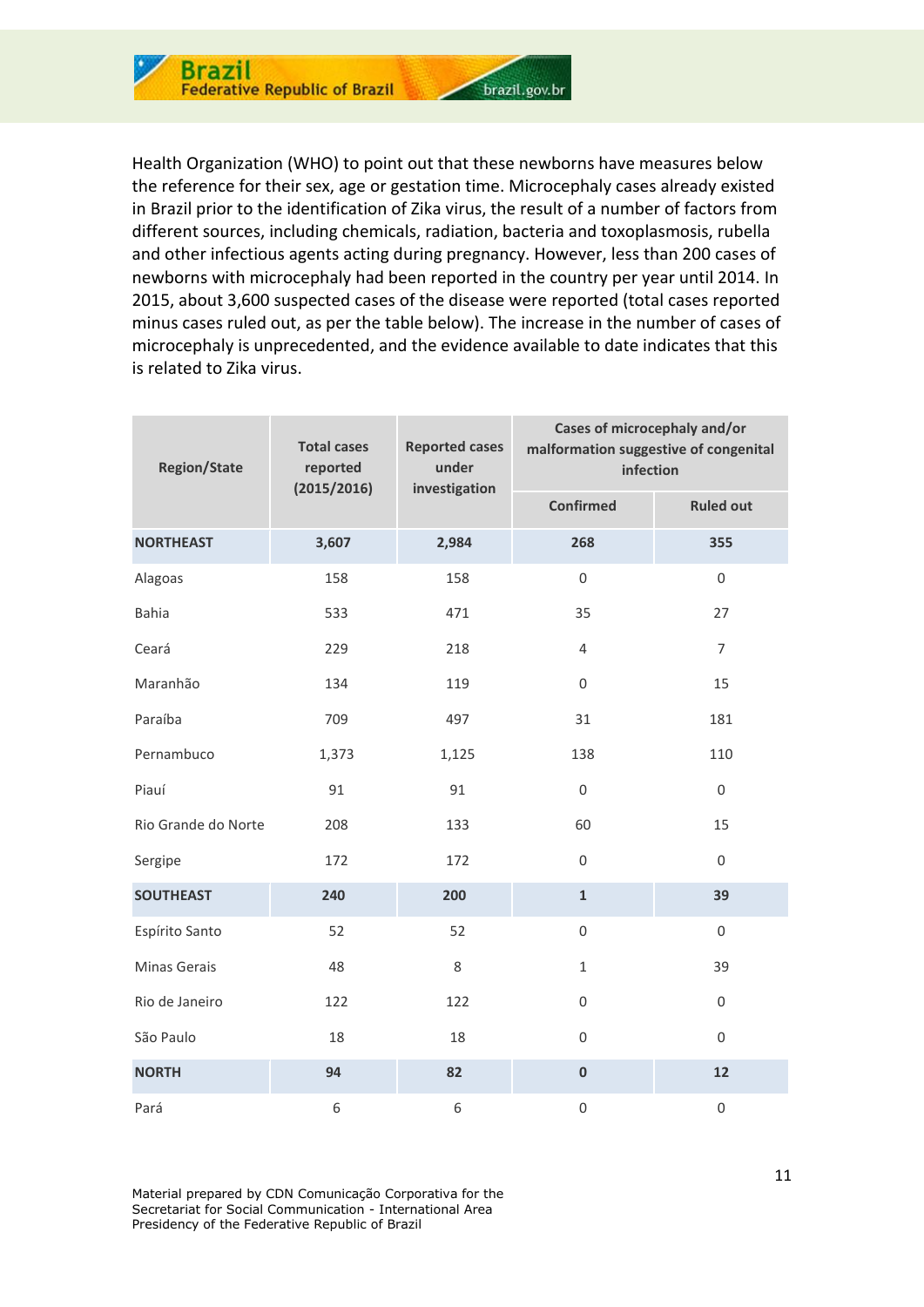Health Organization (WHO) to point out that these newborns have measures below the reference for their sex, age or gestation time. Microcephaly cases already existed in Brazil prior to the identification of Zika virus, the result of a number of factors from different sources, including chemicals, radiation, bacteria and toxoplasmosis, rubella and other infectious agents acting during pregnancy. However, less than 200 cases of newborns with microcephaly had been reported in the country per year until 2014. In 2015, about 3,600 suspected cases of the disease were reported (total cases reported minus cases ruled out, as per the table below). The increase in the number of cases of microcephaly is unprecedented, and the evidence available to date indicates that this is related to Zika virus.

| Region/State | Total cases reported (2015/2016) | Reported cases under investigation | Cases of microcephaly and/or malformation suggestive of congenital infection | |
|---|---|---|---|---|
| | | | Confirmed | Ruled out |
| **NORTHEAST** | **3,607** | **2,984** | **268** | **355** |
| Alagoas | 158 | 158 | 0 | 0 |
| Bahia | 533 | 471 | 35 | 27 |
| Ceará | 229 | 218 | 4 | 7 |
| Maranhão | 134 | 119 | 0 | 15 |
| Paraíba | 709 | 497 | 31 | 181 |
| Pernambuco | 1,373 | 1,125 | 138 | 110 |
| Piauí | 91 | 91 | 0 | 0 |
| Rio Grande do Norte | 208 | 133 | 60 | 15 |
| Sergipe | 172 | 172 | 0 | 0 |
| **SOUTHEAST** | **240** | **200** | **1** | **39** |
| Espírito Santo | 52 | 52 | 0 | 0 |
| Minas Gerais | 48 | 8 | 1 | 39 |
| Rio de Janeiro | 122 | 122 | 0 | 0 |
| São Paulo | 18 | 18 | 0 | 0 |
| **NORTH** | **94** | **82** | **0** | **12** |
| Pará | 6 | 6 | 0 | 0 |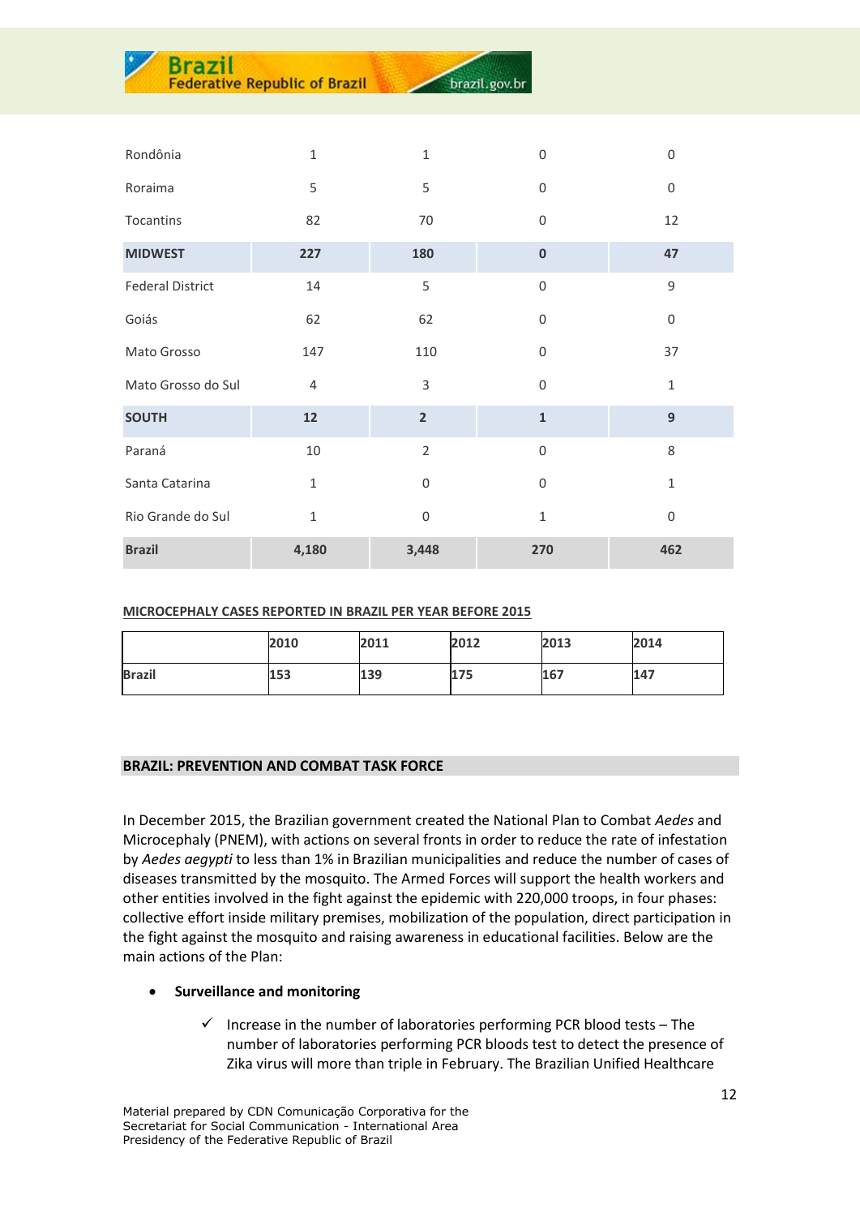| | | | | |
|---|---|---|---|---|
| Rondônia | 1 | 1 | 0 | 0 |
| Roraima | 5 | 5 | 0 | 0 |
| Tocantins | 82 | 70 | 0 | 12 |
| **MIDWEST** | **227** | **180** | **0** | **47** |
| Federal District | 14 | 5 | 0 | 9 |
| Goiás | 62 | 62 | 0 | 0 |
| Mato Grosso | 147 | 110 | 0 | 37 |
| Mato Grosso do Sul | 4 | 3 | 0 | 1 |
| **SOUTH** | **12** | **2** | **1** | **9** |
| Paraná | 10 | 2 | 0 | 8 |
| Santa Catarina | 1 | 0 | 0 | 1 |
| Rio Grande do Sul | 1 | 0 | 1 | 0 |
| **Brazil** | **4,180** | **3,448** | **270** | **462** |

**MICROCEPHALY CASES REPORTED IN BRAZIL PER YEAR BEFORE 2015**

| | 2010 | 2011 | 2012 | 2013 | 2014 |
|---|---|---|---|---|---|
| Brazil | 153 | 139 | 175 | 167 | 147 |

## BRAZIL: PREVENTION AND COMBAT TASK FORCE

In December 2015, the Brazilian government created the National Plan to Combat *Aedes* and Microcephaly (PNEM), with actions on several fronts in order to reduce the rate of infestation by *Aedes aegypti* to less than 1% in Brazilian municipalities and reduce the number of cases of diseases transmitted by the mosquito. The Armed Forces will support the health workers and other entities involved in the fight against the epidemic with 220,000 troops, in four phases: collective effort inside military premises, mobilization of the population, direct participation in the fight against the mosquito and raising awareness in educational facilities. Below are the main actions of the Plan:

- **Surveillance and monitoring**
  - ✓ Increase in the number of laboratories performing PCR blood tests – The number of laboratories performing PCR bloods test to detect the presence of Zika virus will more than triple in February. The Brazilian Unified Healthcare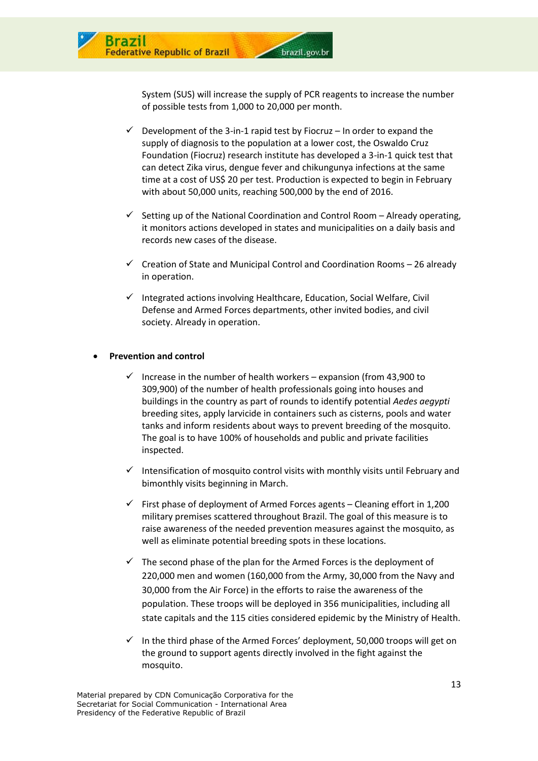System (SUS) will increase the supply of PCR reagents to increase the number of possible tests from 1,000 to 20,000 per month.

- ✓ Development of the 3-in-1 rapid test by Fiocruz – In order to expand the supply of diagnosis to the population at a lower cost, the Oswaldo Cruz Foundation (Fiocruz) research institute has developed a 3-in-1 quick test that can detect Zika virus, dengue fever and chikungunya infections at the same time at a cost of US$ 20 per test. Production is expected to begin in February with about 50,000 units, reaching 500,000 by the end of 2016.

- ✓ Setting up of the National Coordination and Control Room – Already operating, it monitors actions developed in states and municipalities on a daily basis and records new cases of the disease.

- ✓ Creation of State and Municipal Control and Coordination Rooms – 26 already in operation.

- ✓ Integrated actions involving Healthcare, Education, Social Welfare, Civil Defense and Armed Forces departments, other invited bodies, and civil society. Already in operation.

- **Prevention and control**

  - ✓ Increase in the number of health workers – expansion (from 43,900 to 309,900) of the number of health professionals going into houses and buildings in the country as part of rounds to identify potential *Aedes aegypti* breeding sites, apply larvicide in containers such as cisterns, pools and water tanks and inform residents about ways to prevent breeding of the mosquito. The goal is to have 100% of households and public and private facilities inspected.

  - ✓ Intensification of mosquito control visits with monthly visits until February and bimonthly visits beginning in March.

  - ✓ First phase of deployment of Armed Forces agents – Cleaning effort in 1,200 military premises scattered throughout Brazil. The goal of this measure is to raise awareness of the needed prevention measures against the mosquito, as well as eliminate potential breeding spots in these locations.

  - ✓ The second phase of the plan for the Armed Forces is the deployment of 220,000 men and women (160,000 from the Army, 30,000 from the Navy and 30,000 from the Air Force) in the efforts to raise the awareness of the population. These troops will be deployed in 356 municipalities, including all state capitals and the 115 cities considered epidemic by the Ministry of Health.

  - ✓ In the third phase of the Armed Forces' deployment, 50,000 troops will get on the ground to support agents directly involved in the fight against the mosquito.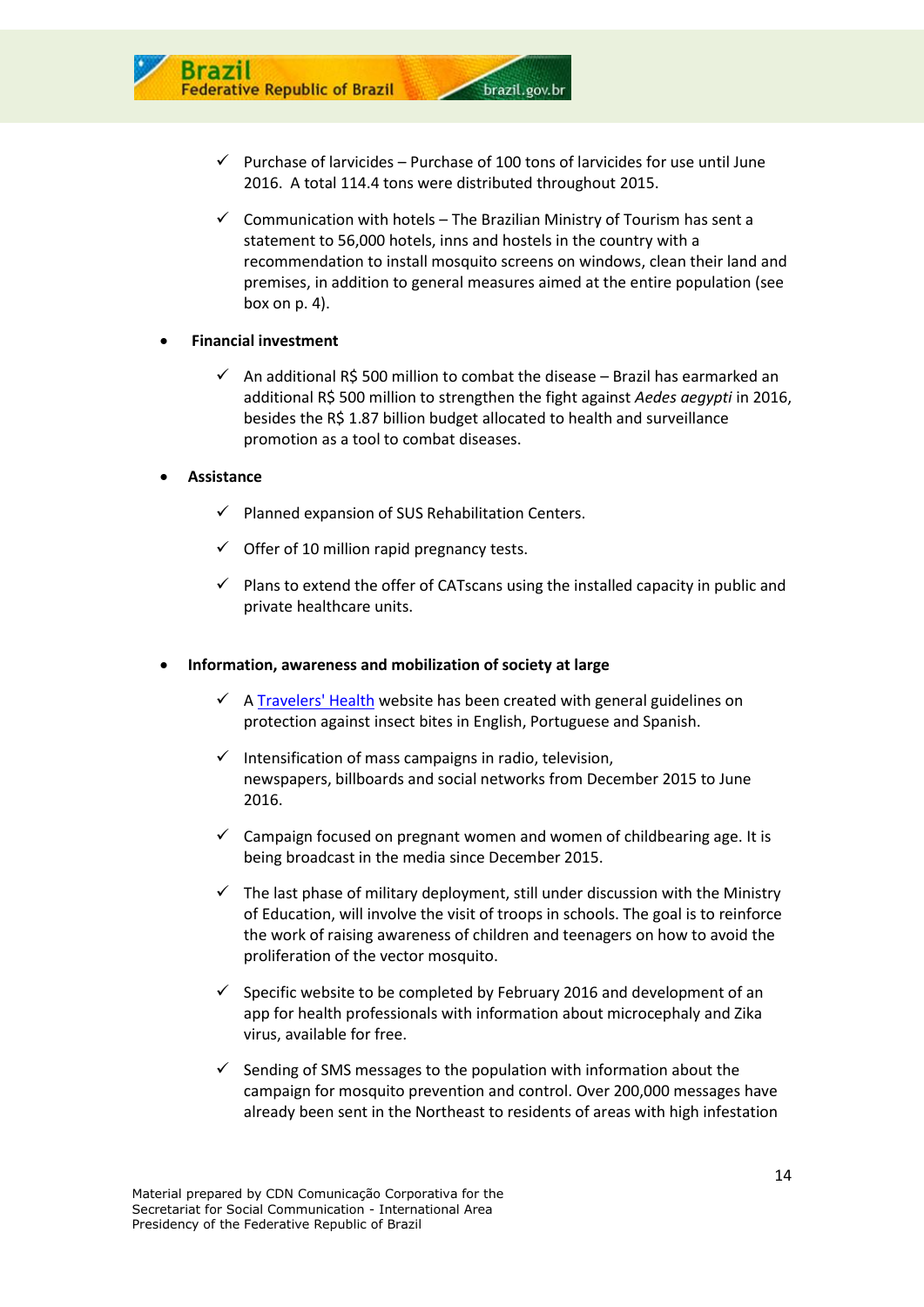- ✓ Purchase of larvicides – Purchase of 100 tons of larvicides for use until June 2016. A total 114.4 tons were distributed throughout 2015.
- ✓ Communication with hotels – The Brazilian Ministry of Tourism has sent a statement to 56,000 hotels, inns and hostels in the country with a recommendation to install mosquito screens on windows, clean their land and premises, in addition to general measures aimed at the entire population (see box on p. 4).

- **Financial investment**
  - ✓ An additional R$ 500 million to combat the disease – Brazil has earmarked an additional R$ 500 million to strengthen the fight against *Aedes aegypti* in 2016, besides the R$ 1.87 billion budget allocated to health and surveillance promotion as a tool to combat diseases.

- **Assistance**
  - ✓ Planned expansion of SUS Rehabilitation Centers.
  - ✓ Offer of 10 million rapid pregnancy tests.
  - ✓ Plans to extend the offer of CATscans using the installed capacity in public and private healthcare units.

- **Information, awareness and mobilization of society at large**
  - ✓ A Travelers' Health website has been created with general guidelines on protection against insect bites in English, Portuguese and Spanish.
  - ✓ Intensification of mass campaigns in radio, television, newspapers, billboards and social networks from December 2015 to June 2016.
  - ✓ Campaign focused on pregnant women and women of childbearing age. It is being broadcast in the media since December 2015.
  - ✓ The last phase of military deployment, still under discussion with the Ministry of Education, will involve the visit of troops in schools. The goal is to reinforce the work of raising awareness of children and teenagers on how to avoid the proliferation of the vector mosquito.
  - ✓ Specific website to be completed by February 2016 and development of an app for health professionals with information about microcephaly and Zika virus, available for free.
  - ✓ Sending of SMS messages to the population with information about the campaign for mosquito prevention and control. Over 200,000 messages have already been sent in the Northeast to residents of areas with high infestation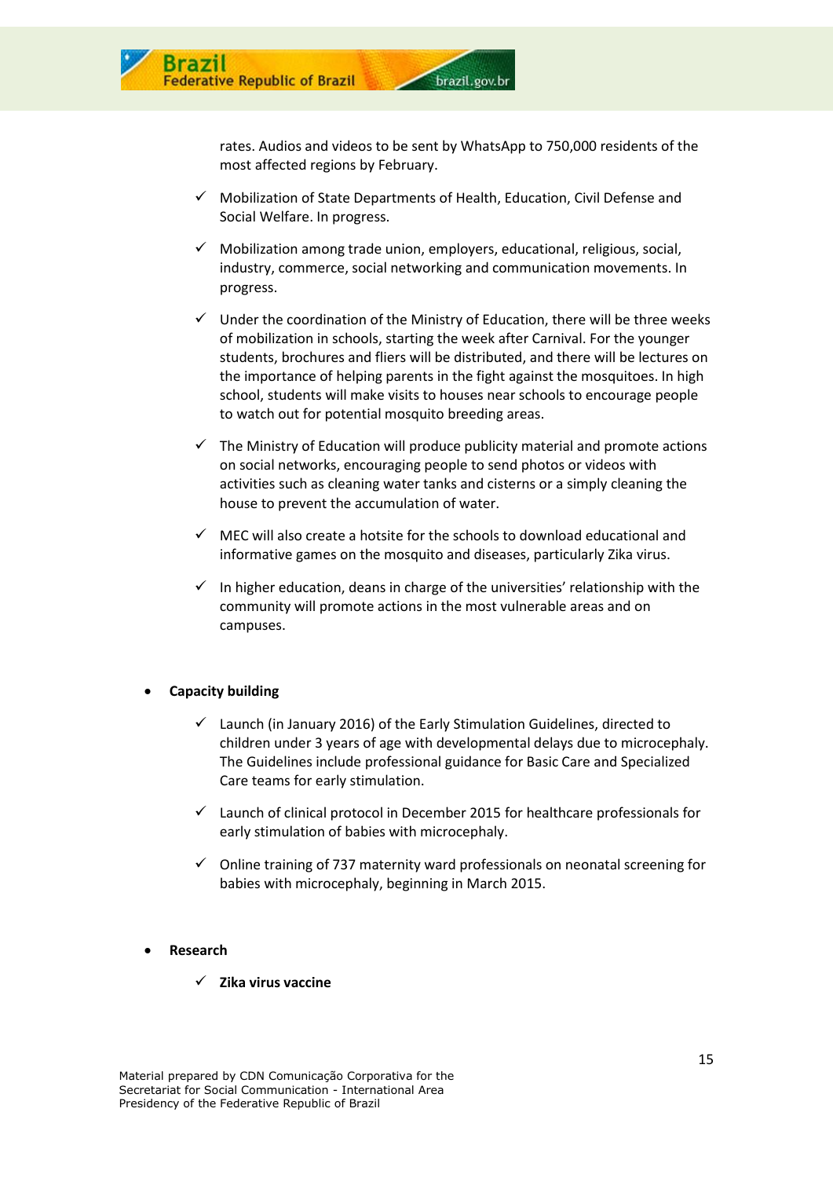rates. Audios and videos to be sent by WhatsApp to 750,000 residents of the most affected regions by February.

- ✓ Mobilization of State Departments of Health, Education, Civil Defense and Social Welfare. In progress.

- ✓ Mobilization among trade union, employers, educational, religious, social, industry, commerce, social networking and communication movements. In progress.

- ✓ Under the coordination of the Ministry of Education, there will be three weeks of mobilization in schools, starting the week after Carnival. For the younger students, brochures and fliers will be distributed, and there will be lectures on the importance of helping parents in the fight against the mosquitoes. In high school, students will make visits to houses near schools to encourage people to watch out for potential mosquito breeding areas.

- ✓ The Ministry of Education will produce publicity material and promote actions on social networks, encouraging people to send photos or videos with activities such as cleaning water tanks and cisterns or a simply cleaning the house to prevent the accumulation of water.

- ✓ MEC will also create a hotsite for the schools to download educational and informative games on the mosquito and diseases, particularly Zika virus.

- ✓ In higher education, deans in charge of the universities' relationship with the community will promote actions in the most vulnerable areas and on campuses.

- **Capacity building**

  - ✓ Launch (in January 2016) of the Early Stimulation Guidelines, directed to children under 3 years of age with developmental delays due to microcephaly. The Guidelines include professional guidance for Basic Care and Specialized Care teams for early stimulation.

  - ✓ Launch of clinical protocol in December 2015 for healthcare professionals for early stimulation of babies with microcephaly.

  - ✓ Online training of 737 maternity ward professionals on neonatal screening for babies with microcephaly, beginning in March 2015.

- **Research**

  - ✓ **Zika virus vaccine**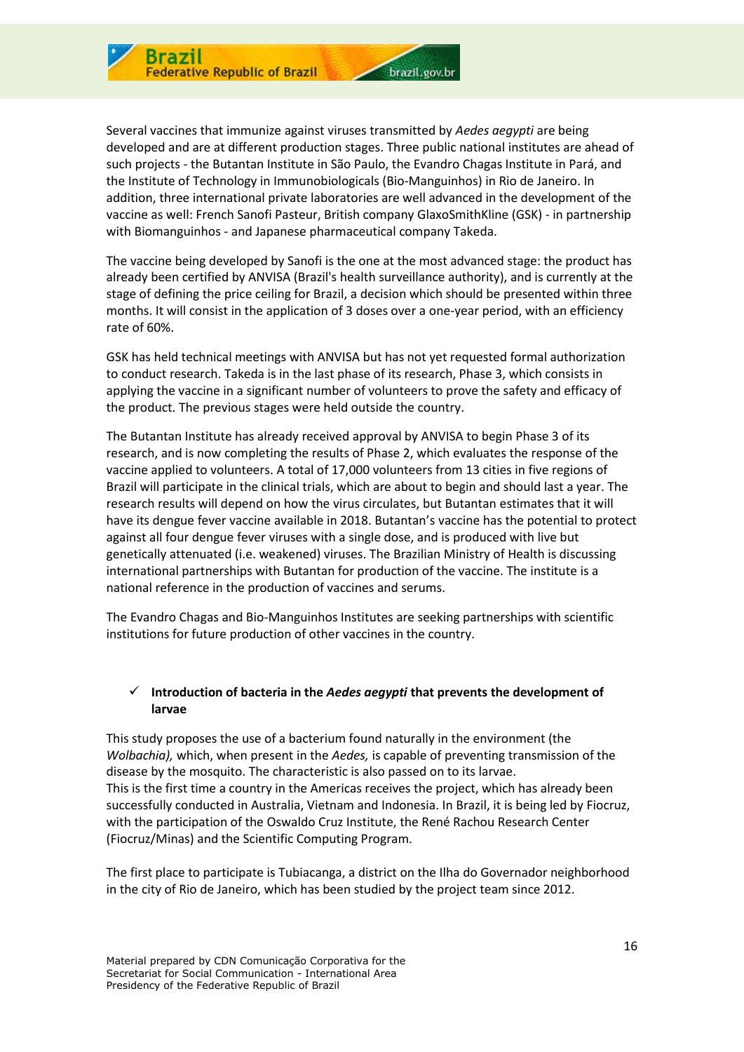Several vaccines that immunize against viruses transmitted by *Aedes aegypti* are being developed and are at different production stages. Three public national institutes are ahead of such projects - the Butantan Institute in São Paulo, the Evandro Chagas Institute in Pará, and the Institute of Technology in Immunobiologicals (Bio-Manguinhos) in Rio de Janeiro. In addition, three international private laboratories are well advanced in the development of the vaccine as well: French Sanofi Pasteur, British company GlaxoSmithKline (GSK) - in partnership with Biomanguinhos - and Japanese pharmaceutical company Takeda.

The vaccine being developed by Sanofi is the one at the most advanced stage: the product has already been certified by ANVISA (Brazil's health surveillance authority), and is currently at the stage of defining the price ceiling for Brazil, a decision which should be presented within three months. It will consist in the application of 3 doses over a one-year period, with an efficiency rate of 60%.

GSK has held technical meetings with ANVISA but has not yet requested formal authorization to conduct research. Takeda is in the last phase of its research, Phase 3, which consists in applying the vaccine in a significant number of volunteers to prove the safety and efficacy of the product. The previous stages were held outside the country.

The Butantan Institute has already received approval by ANVISA to begin Phase 3 of its research, and is now completing the results of Phase 2, which evaluates the response of the vaccine applied to volunteers. A total of 17,000 volunteers from 13 cities in five regions of Brazil will participate in the clinical trials, which are about to begin and should last a year. The research results will depend on how the virus circulates, but Butantan estimates that it will have its dengue fever vaccine available in 2018. Butantan's vaccine has the potential to protect against all four dengue fever viruses with a single dose, and is produced with live but genetically attenuated (i.e. weakened) viruses. The Brazilian Ministry of Health is discussing international partnerships with Butantan for production of the vaccine. The institute is a national reference in the production of vaccines and serums.

The Evandro Chagas and Bio-Manguinhos Institutes are seeking partnerships with scientific institutions for future production of other vaccines in the country.

- ✓ **Introduction of bacteria in the *Aedes aegypti* that prevents the development of larvae**

This study proposes the use of a bacterium found naturally in the environment (the *Wolbachia),* which, when present in the *Aedes,* is capable of preventing transmission of the disease by the mosquito. The characteristic is also passed on to its larvae.
This is the first time a country in the Americas receives the project, which has already been successfully conducted in Australia, Vietnam and Indonesia. In Brazil, it is being led by Fiocruz, with the participation of the Oswaldo Cruz Institute, the René Rachou Research Center (Fiocruz/Minas) and the Scientific Computing Program.

The first place to participate is Tubiacanga, a district on the Ilha do Governador neighborhood in the city of Rio de Janeiro, which has been studied by the project team since 2012.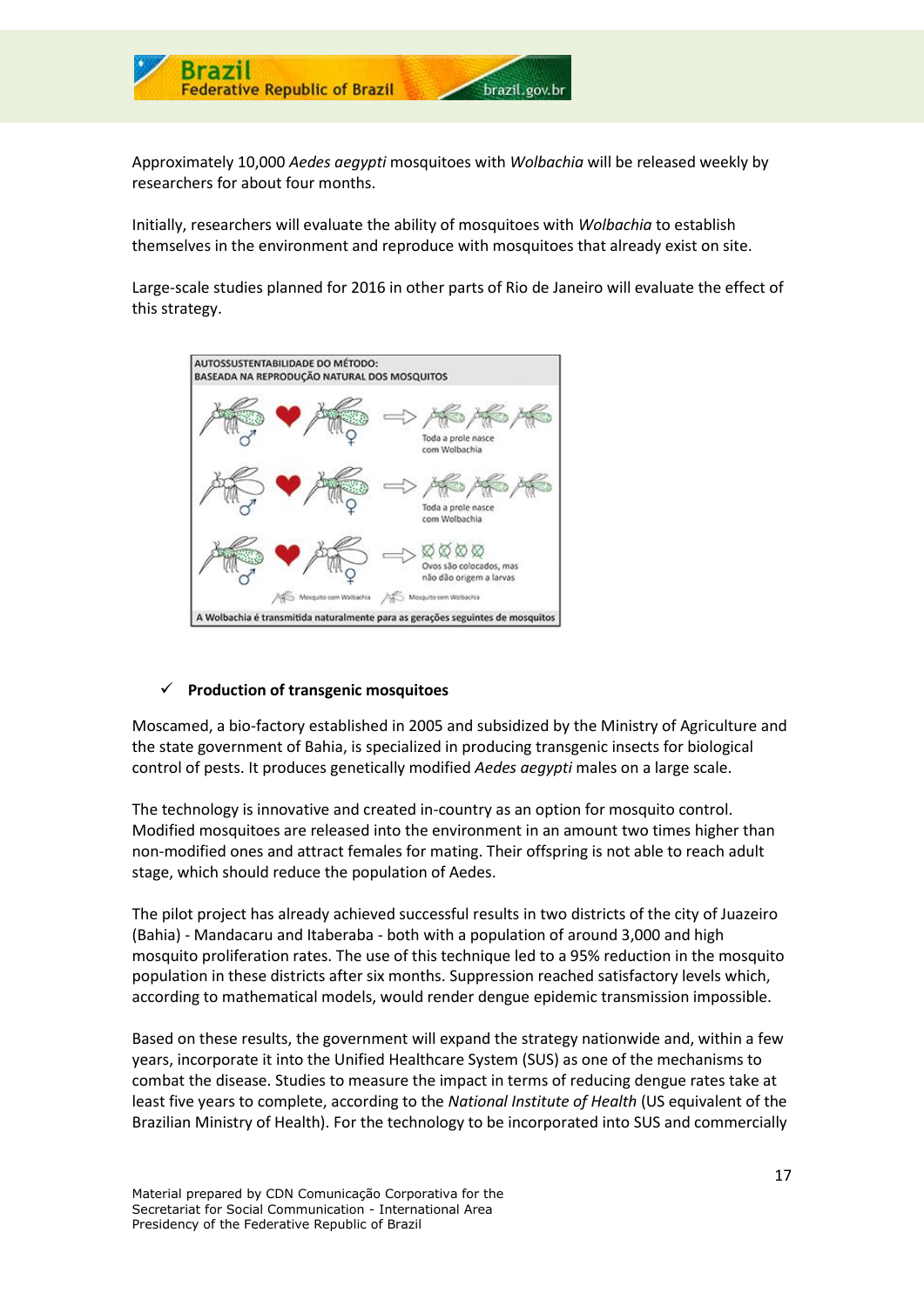Approximately 10,000 *Aedes aegypti* mosquitoes with *Wolbachia* will be released weekly by researchers for about four months.

Initially, researchers will evaluate the ability of mosquitoes with *Wolbachia* to establish themselves in the environment and reproduce with mosquitoes that already exist on site.

Large-scale studies planned for 2016 in other parts of Rio de Janeiro will evaluate the effect of this strategy.

AUTOSSUSTENTABILIDADE DO MÉTODO:
BASEADA NA REPRODUÇÃO NATURAL DOS MOSQUITOS

Toda a prole nasce com Wolbachia

Toda a prole nasce com Wolbachia

Ovos são colocados, mas não dão origem a larvas

Mosquito com Wolbachia — Mosquito sem Wolbachia

A Wolbachia é transmitida naturalmente para as gerações seguintes de mosquitos

- ✓ **Production of transgenic mosquitoes**

Moscamed, a bio-factory established in 2005 and subsidized by the Ministry of Agriculture and the state government of Bahia, is specialized in producing transgenic insects for biological control of pests. It produces genetically modified *Aedes aegypti* males on a large scale.

The technology is innovative and created in-country as an option for mosquito control. Modified mosquitoes are released into the environment in an amount two times higher than non-modified ones and attract females for mating. Their offspring is not able to reach adult stage, which should reduce the population of Aedes.

The pilot project has already achieved successful results in two districts of the city of Juazeiro (Bahia) - Mandacaru and Itaberaba - both with a population of around 3,000 and high mosquito proliferation rates. The use of this technique led to a 95% reduction in the mosquito population in these districts after six months. Suppression reached satisfactory levels which, according to mathematical models, would render dengue epidemic transmission impossible.

Based on these results, the government will expand the strategy nationwide and, within a few years, incorporate it into the Unified Healthcare System (SUS) as one of the mechanisms to combat the disease. Studies to measure the impact in terms of reducing dengue rates take at least five years to complete, according to the *National Institute of Health* (US equivalent of the Brazilian Ministry of Health). For the technology to be incorporated into SUS and commercially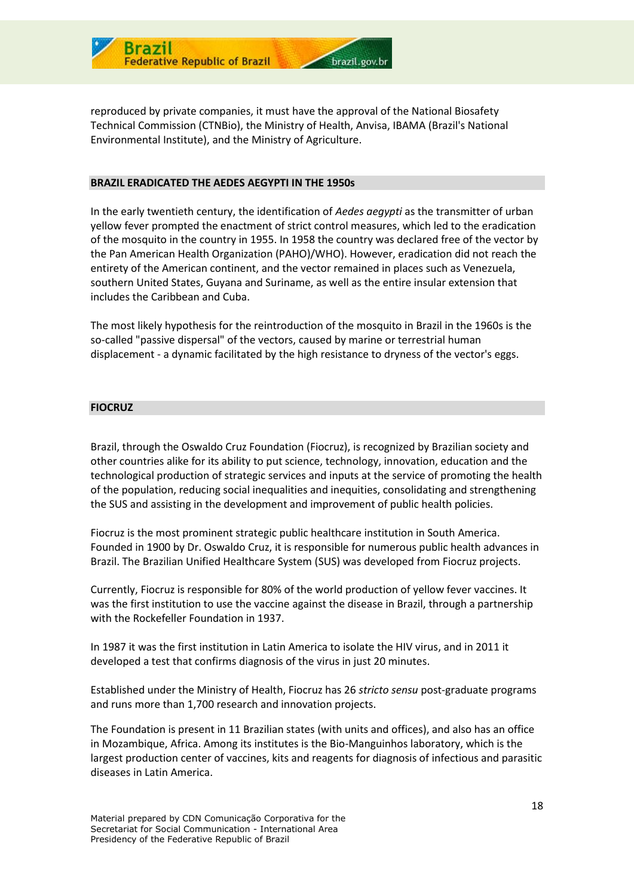reproduced by private companies, it must have the approval of the National Biosafety Technical Commission (CTNBio), the Ministry of Health, Anvisa, IBAMA (Brazil's National Environmental Institute), and the Ministry of Agriculture.

## BRAZIL ERADICATED THE AEDES AEGYPTI IN THE 1950s

In the early twentieth century, the identification of *Aedes aegypti* as the transmitter of urban yellow fever prompted the enactment of strict control measures, which led to the eradication of the mosquito in the country in 1955. In 1958 the country was declared free of the vector by the Pan American Health Organization (PAHO)/WHO). However, eradication did not reach the entirety of the American continent, and the vector remained in places such as Venezuela, southern United States, Guyana and Suriname, as well as the entire insular extension that includes the Caribbean and Cuba.

The most likely hypothesis for the reintroduction of the mosquito in Brazil in the 1960s is the so-called "passive dispersal" of the vectors, caused by marine or terrestrial human displacement - a dynamic facilitated by the high resistance to dryness of the vector's eggs.

## FIOCRUZ

Brazil, through the Oswaldo Cruz Foundation (Fiocruz), is recognized by Brazilian society and other countries alike for its ability to put science, technology, innovation, education and the technological production of strategic services and inputs at the service of promoting the health of the population, reducing social inequalities and inequities, consolidating and strengthening the SUS and assisting in the development and improvement of public health policies.

Fiocruz is the most prominent strategic public healthcare institution in South America. Founded in 1900 by Dr. Oswaldo Cruz, it is responsible for numerous public health advances in Brazil. The Brazilian Unified Healthcare System (SUS) was developed from Fiocruz projects.

Currently, Fiocruz is responsible for 80% of the world production of yellow fever vaccines. It was the first institution to use the vaccine against the disease in Brazil, through a partnership with the Rockefeller Foundation in 1937.

In 1987 it was the first institution in Latin America to isolate the HIV virus, and in 2011 it developed a test that confirms diagnosis of the virus in just 20 minutes.

Established under the Ministry of Health, Fiocruz has 26 *stricto sensu* post-graduate programs and runs more than 1,700 research and innovation projects.

The Foundation is present in 11 Brazilian states (with units and offices), and also has an office in Mozambique, Africa. Among its institutes is the Bio-Manguinhos laboratory, which is the largest production center of vaccines, kits and reagents for diagnosis of infectious and parasitic diseases in Latin America.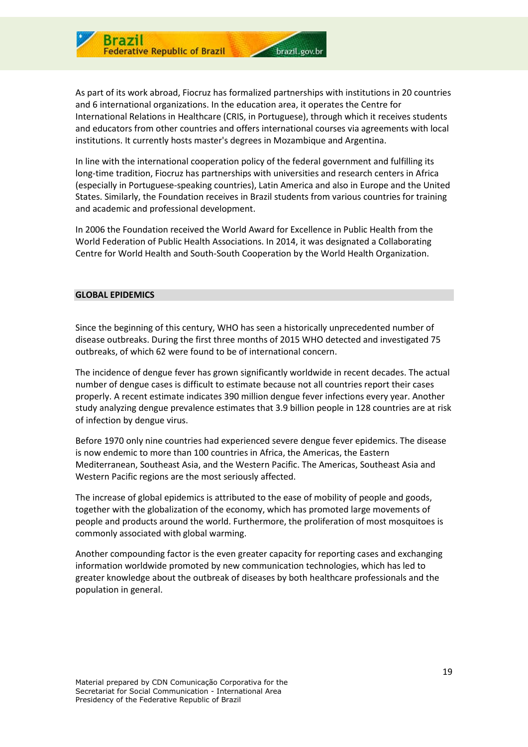As part of its work abroad, Fiocruz has formalized partnerships with institutions in 20 countries and 6 international organizations. In the education area, it operates the Centre for International Relations in Healthcare (CRIS, in Portuguese), through which it receives students and educators from other countries and offers international courses via agreements with local institutions. It currently hosts master's degrees in Mozambique and Argentina.

In line with the international cooperation policy of the federal government and fulfilling its long-time tradition, Fiocruz has partnerships with universities and research centers in Africa (especially in Portuguese-speaking countries), Latin America and also in Europe and the United States. Similarly, the Foundation receives in Brazil students from various countries for training and academic and professional development.

In 2006 the Foundation received the World Award for Excellence in Public Health from the World Federation of Public Health Associations. In 2014, it was designated a Collaborating Centre for World Health and South-South Cooperation by the World Health Organization.

## GLOBAL EPIDEMICS

Since the beginning of this century, WHO has seen a historically unprecedented number of disease outbreaks. During the first three months of 2015 WHO detected and investigated 75 outbreaks, of which 62 were found to be of international concern.

The incidence of dengue fever has grown significantly worldwide in recent decades. The actual number of dengue cases is difficult to estimate because not all countries report their cases properly. A recent estimate indicates 390 million dengue fever infections every year. Another study analyzing dengue prevalence estimates that 3.9 billion people in 128 countries are at risk of infection by dengue virus.

Before 1970 only nine countries had experienced severe dengue fever epidemics. The disease is now endemic to more than 100 countries in Africa, the Americas, the Eastern Mediterranean, Southeast Asia, and the Western Pacific. The Americas, Southeast Asia and Western Pacific regions are the most seriously affected.

The increase of global epidemics is attributed to the ease of mobility of people and goods, together with the globalization of the economy, which has promoted large movements of people and products around the world. Furthermore, the proliferation of most mosquitoes is commonly associated with global warming.

Another compounding factor is the even greater capacity for reporting cases and exchanging information worldwide promoted by new communication technologies, which has led to greater knowledge about the outbreak of diseases by both healthcare professionals and the population in general.